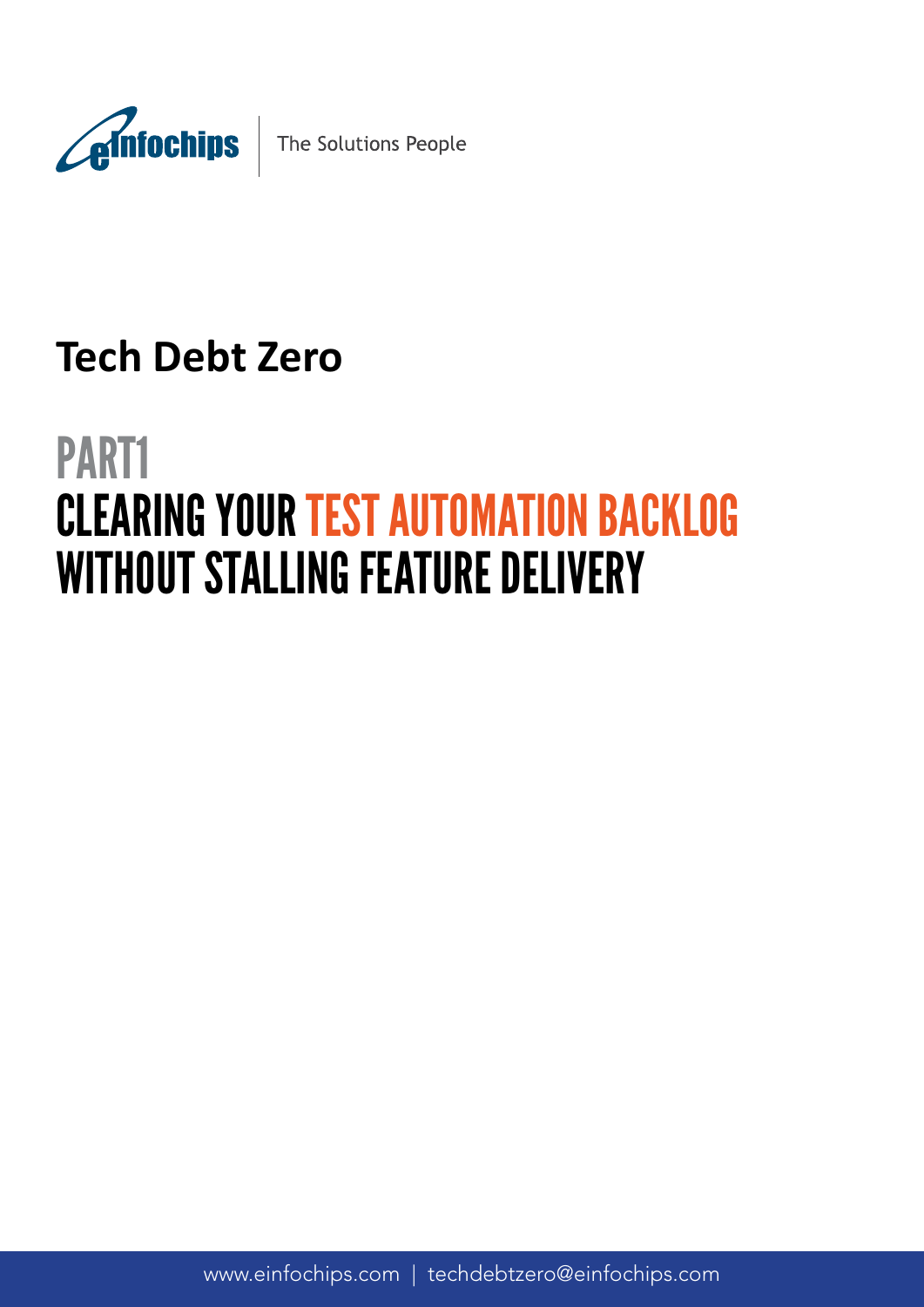eInfochips | The Solutions People

# Tech Debt Zero

## PART1

## CLEARING YOUR TEST AUTOMATION BACKLOG WITHOUT STALLING FEATURE DELIVERY

www.einfochips.com | techdebtzero@einfochips.com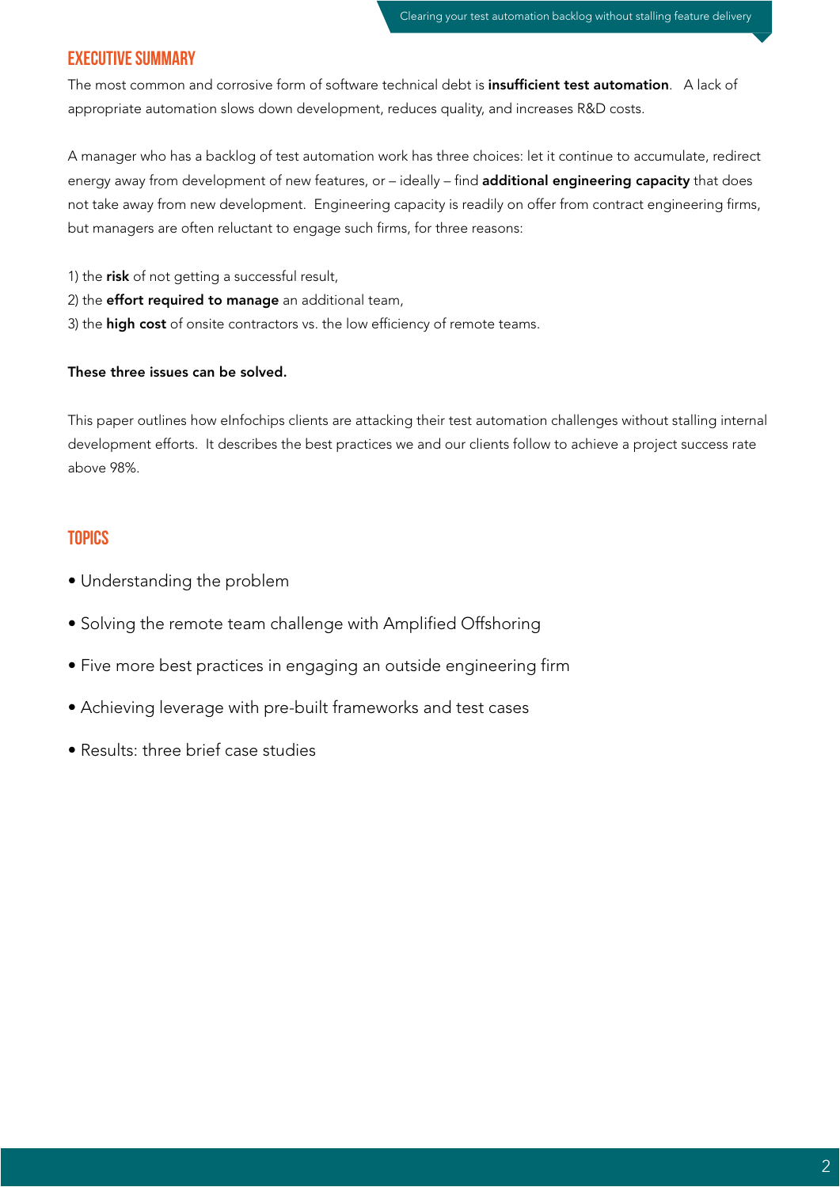## EXECUTIVE SUMMARY

The most common and corrosive form of software technical debt is **insufficient test automation**. A lack of appropriate automation slows down development, reduces quality, and increases R&D costs.

A manager who has a backlog of test automation work has three choices: let it continue to accumulate, redirect energy away from development of new features, or – ideally – find **additional engineering capacity** that does not take away from new development. Engineering capacity is readily on offer from contract engineering firms, but managers are often reluctant to engage such firms, for three reasons:

1) the **risk** of not getting a successful result,
2) the **effort required to manage** an additional team,
3) the **high cost** of onsite contractors vs. the low efficiency of remote teams.

**These three issues can be solved.**

This paper outlines how eInfochips clients are attacking their test automation challenges without stalling internal development efforts. It describes the best practices we and our clients follow to achieve a project success rate above 98%.

## TOPICS

- Understanding the problem
- Solving the remote team challenge with Amplified Offshoring
- Five more best practices in engaging an outside engineering firm
- Achieving leverage with pre-built frameworks and test cases
- Results: three brief case studies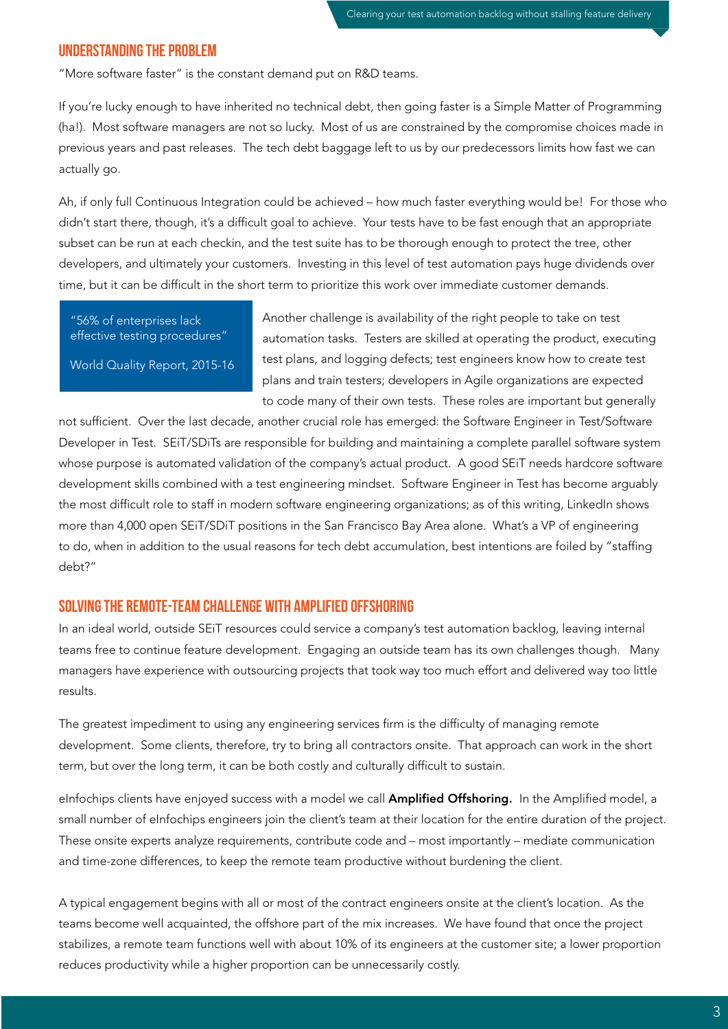## UNDERSTANDING THE PROBLEM

"More software faster" is the constant demand put on R&D teams.

If you're lucky enough to have inherited no technical debt, then going faster is a Simple Matter of Programming (ha!). Most software managers are not so lucky. Most of us are constrained by the compromise choices made in previous years and past releases. The tech debt baggage left to us by our predecessors limits how fast we can actually go.

Ah, if only full Continuous Integration could be achieved – how much faster everything would be! For those who didn't start there, though, it's a difficult goal to achieve. Your tests have to be fast enough that an appropriate subset can be run at each checkin, and the test suite has to be thorough enough to protect the tree, other developers, and ultimately your customers. Investing in this level of test automation pays huge dividends over time, but it can be difficult in the short term to prioritize this work over immediate customer demands.

> "56% of enterprises lack effective testing procedures"
>
> World Quality Report, 2015-16

Another challenge is availability of the right people to take on test automation tasks. Testers are skilled at operating the product, executing test plans, and logging defects; test engineers know how to create test plans and train testers; developers in Agile organizations are expected to code many of their own tests. These roles are important but generally not sufficient. Over the last decade, another crucial role has emerged: the Software Engineer in Test/Software Developer in Test. SEiT/SDiTs are responsible for building and maintaining a complete parallel software system whose purpose is automated validation of the company's actual product. A good SEiT needs hardcore software development skills combined with a test engineering mindset. Software Engineer in Test has become arguably the most difficult role to staff in modern software engineering organizations; as of this writing, LinkedIn shows more than 4,000 open SEiT/SDiT positions in the San Francisco Bay Area alone. What's a VP of engineering to do, when in addition to the usual reasons for tech debt accumulation, best intentions are foiled by "staffing debt?"

## SOLVING THE REMOTE-TEAM CHALLENGE WITH AMPLIFIED OFFSHORING

In an ideal world, outside SEiT resources could service a company's test automation backlog, leaving internal teams free to continue feature development. Engaging an outside team has its own challenges though. Many managers have experience with outsourcing projects that took way too much effort and delivered way too little results.

The greatest impediment to using any engineering services firm is the difficulty of managing remote development. Some clients, therefore, try to bring all contractors onsite. That approach can work in the short term, but over the long term, it can be both costly and culturally difficult to sustain.

eInfochips clients have enjoyed success with a model we call **Amplified Offshoring.** In the Amplified model, a small number of eInfochips engineers join the client's team at their location for the entire duration of the project. These onsite experts analyze requirements, contribute code and – most importantly – mediate communication and time-zone differences, to keep the remote team productive without burdening the client.

A typical engagement begins with all or most of the contract engineers onsite at the client's location. As the teams become well acquainted, the offshore part of the mix increases. We have found that once the project stabilizes, a remote team functions well with about 10% of its engineers at the customer site; a lower proportion reduces productivity while a higher proportion can be unnecessarily costly.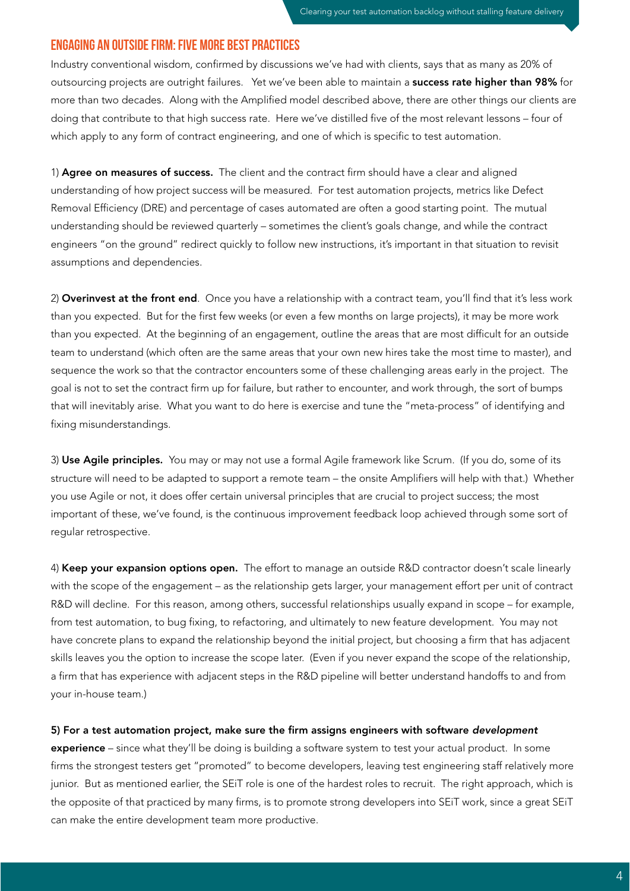## ENGAGING AN OUTSIDE FIRM: FIVE MORE BEST PRACTICES

Industry conventional wisdom, confirmed by discussions we've had with clients, says that as many as 20% of outsourcing projects are outright failures. Yet we've been able to maintain a **success rate higher than 98%** for more than two decades. Along with the Amplified model described above, there are other things our clients are doing that contribute to that high success rate. Here we've distilled five of the most relevant lessons – four of which apply to any form of contract engineering, and one of which is specific to test automation.

1) **Agree on measures of success.** The client and the contract firm should have a clear and aligned understanding of how project success will be measured. For test automation projects, metrics like Defect Removal Efficiency (DRE) and percentage of cases automated are often a good starting point. The mutual understanding should be reviewed quarterly – sometimes the client's goals change, and while the contract engineers "on the ground" redirect quickly to follow new instructions, it's important in that situation to revisit assumptions and dependencies.

2) **Overinvest at the front end**. Once you have a relationship with a contract team, you'll find that it's less work than you expected. But for the first few weeks (or even a few months on large projects), it may be more work than you expected. At the beginning of an engagement, outline the areas that are most difficult for an outside team to understand (which often are the same areas that your own new hires take the most time to master), and sequence the work so that the contractor encounters some of these challenging areas early in the project. The goal is not to set the contract firm up for failure, but rather to encounter, and work through, the sort of bumps that will inevitably arise. What you want to do here is exercise and tune the "meta-process" of identifying and fixing misunderstandings.

3) **Use Agile principles.** You may or may not use a formal Agile framework like Scrum. (If you do, some of its structure will need to be adapted to support a remote team – the onsite Amplifiers will help with that.) Whether you use Agile or not, it does offer certain universal principles that are crucial to project success; the most important of these, we've found, is the continuous improvement feedback loop achieved through some sort of regular retrospective.

4) **Keep your expansion options open.** The effort to manage an outside R&D contractor doesn't scale linearly with the scope of the engagement – as the relationship gets larger, your management effort per unit of contract R&D will decline. For this reason, among others, successful relationships usually expand in scope – for example, from test automation, to bug fixing, to refactoring, and ultimately to new feature development. You may not have concrete plans to expand the relationship beyond the initial project, but choosing a firm that has adjacent skills leaves you the option to increase the scope later. (Even if you never expand the scope of the relationship, a firm that has experience with adjacent steps in the R&D pipeline will better understand handoffs to and from your in-house team.)

**5) For a test automation project, make sure the firm assigns engineers with software *development* experience** – since what they'll be doing is building a software system to test your actual product. In some firms the strongest testers get "promoted" to become developers, leaving test engineering staff relatively more junior. But as mentioned earlier, the SEiT role is one of the hardest roles to recruit. The right approach, which is the opposite of that practiced by many firms, is to promote strong developers into SEiT work, since a great SEiT can make the entire development team more productive.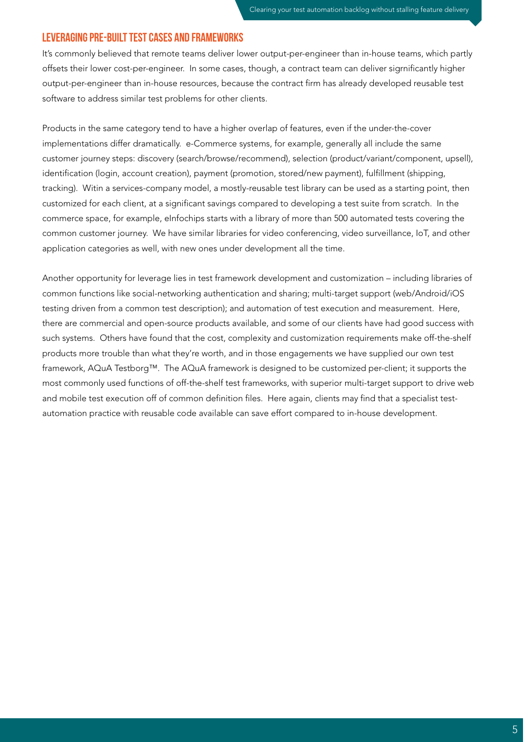## LEVERAGING PRE-BUILT TEST CASES AND FRAMEWORKS

It's commonly believed that remote teams deliver lower output-per-engineer than in-house teams, which partly offsets their lower cost-per-engineer. In some cases, though, a contract team can deliver signrificantly higher output-per-engineer than in-house resources, because the contract firm has already developed reusable test software to address similar test problems for other clients.

Products in the same category tend to have a higher overlap of features, even if the under-the-cover implementations differ dramatically. e-Commerce systems, for example, generally all include the same customer journey steps: discovery (search/browse/recommend), selection (product/variant/component, upsell), identification (login, account creation), payment (promotion, stored/new payment), fulfillment (shipping, tracking). Witin a services-company model, a mostly-reusable test library can be used as a starting point, then customized for each client, at a significant savings compared to developing a test suite from scratch. In the commerce space, for example, eInfochips starts with a library of more than 500 automated tests covering the common customer journey. We have similar libraries for video conferencing, video surveillance, IoT, and other application categories as well, with new ones under development all the time.

Another opportunity for leverage lies in test framework development and customization – including libraries of common functions like social-networking authentication and sharing; multi-target support (web/Android/iOS testing driven from a common test description); and automation of test execution and measurement. Here, there are commercial and open-source products available, and some of our clients have had good success with such systems. Others have found that the cost, complexity and customization requirements make off-the-shelf products more trouble than what they're worth, and in those engagements we have supplied our own test framework, AQuA Testborg™. The AQuA framework is designed to be customized per-client; it supports the most commonly used functions of off-the-shelf test frameworks, with superior multi-target support to drive web and mobile test execution off of common definition files. Here again, clients may find that a specialist test-automation practice with reusable code available can save effort compared to in-house development.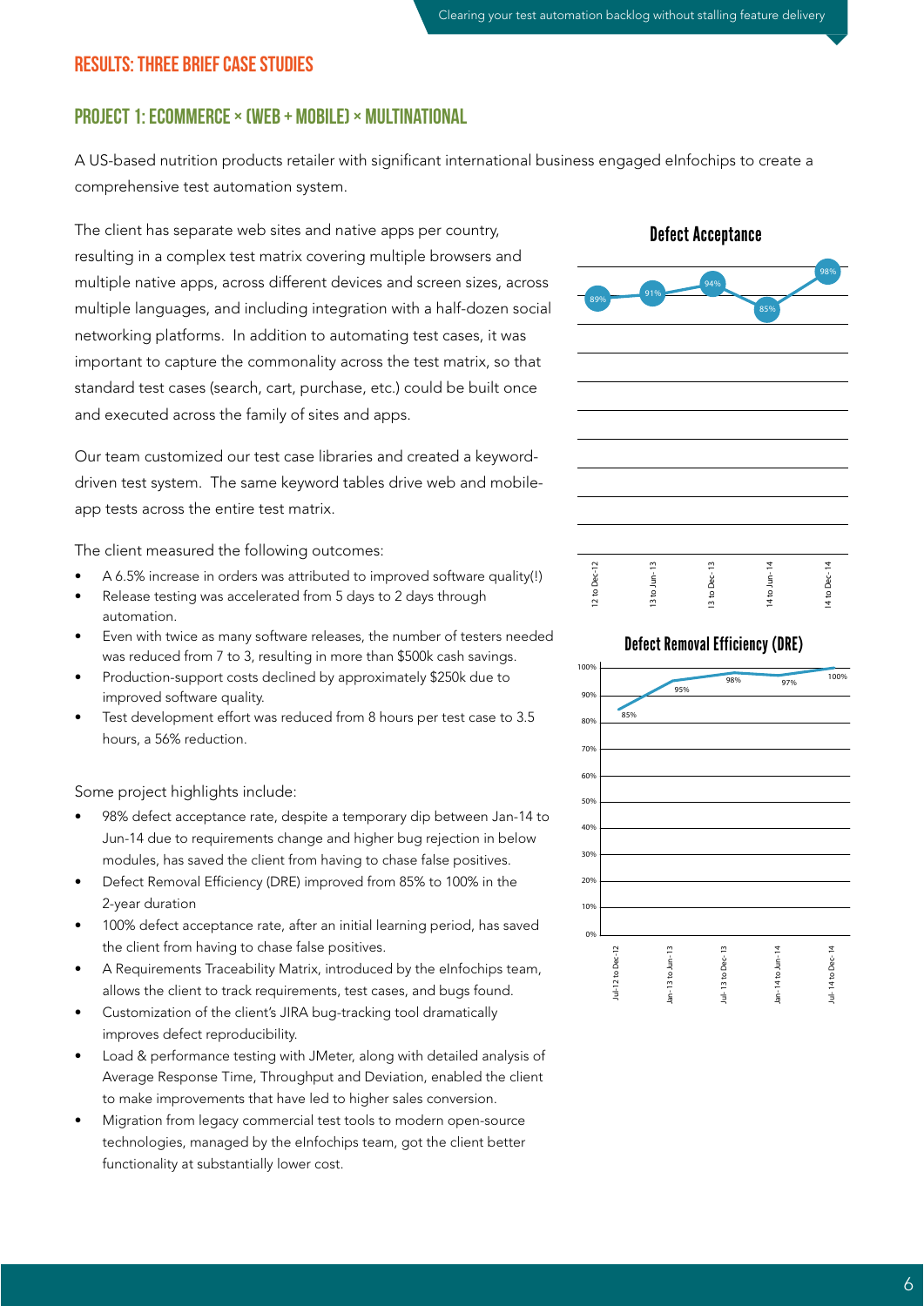## RESULTS: THREE BRIEF CASE STUDIES

### PROJECT 1: ECOMMERCE × (WEB + MOBILE) × MULTINATIONAL

A US-based nutrition products retailer with significant international business engaged eInfochips to create a comprehensive test automation system.

The client has separate web sites and native apps per country, resulting in a complex test matrix covering multiple browsers and multiple native apps, across different devices and screen sizes, across multiple languages, and including integration with a half-dozen social networking platforms. In addition to automating test cases, it was important to capture the commonality across the test matrix, so that standard test cases (search, cart, purchase, etc.) could be built once and executed across the family of sites and apps.

Our team customized our test case libraries and created a keyword-driven test system. The same keyword tables drive web and mobile-app tests across the entire test matrix.

The client measured the following outcomes:

- A 6.5% increase in orders was attributed to improved software quality(!)
- Release testing was accelerated from 5 days to 2 days through automation.
- Even with twice as many software releases, the number of testers needed was reduced from 7 to 3, resulting in more than $500k cash savings.
- Production-support costs declined by approximately $250k due to improved software quality.
- Test development effort was reduced from 8 hours per test case to 3.5 hours, a 56% reduction.

Some project highlights include:

- 98% defect acceptance rate, despite a temporary dip between Jan-14 to Jun-14 due to requirements change and higher bug rejection in below modules, has saved the client from having to chase false positives.
- Defect Removal Efficiency (DRE) improved from 85% to 100% in the 2-year duration
- 100% defect acceptance rate, after an initial learning period, has saved the client from having to chase false positives.
- A Requirements Traceability Matrix, introduced by the eInfochips team, allows the client to track requirements, test cases, and bugs found.
- Customization of the client's JIRA bug-tracking tool dramatically improves defect reproducibility.
- Load & performance testing with JMeter, along with detailed analysis of Average Response Time, Throughput and Deviation, enabled the client to make improvements that have led to higher sales conversion.
- Migration from legacy commercial test tools to modern open-source technologies, managed by the eInfochips team, got the client better functionality at substantially lower cost.

**Defect Acceptance**

| Period | Defect Acceptance |
|---|---|
| 12 to Dec-12 | 89% |
| 13 to Jun-13 | 91% |
| 13 to Dec-13 | 94% |
| 14 to Jun-14 | 85% |
| 14 to Dec-14 | 98% |

**Defect Removal Efficiency (DRE)**

| Period | DRE |
|---|---|
| Jul-12 to Dec-12 | 85% |
| Jan-13 to Jun-13 | 95% |
| Jul-13 to Dec-13 | 98% |
| Jan-14 to Jun-14 | 97% |
| Jul-14 to Dec-14 | 100% |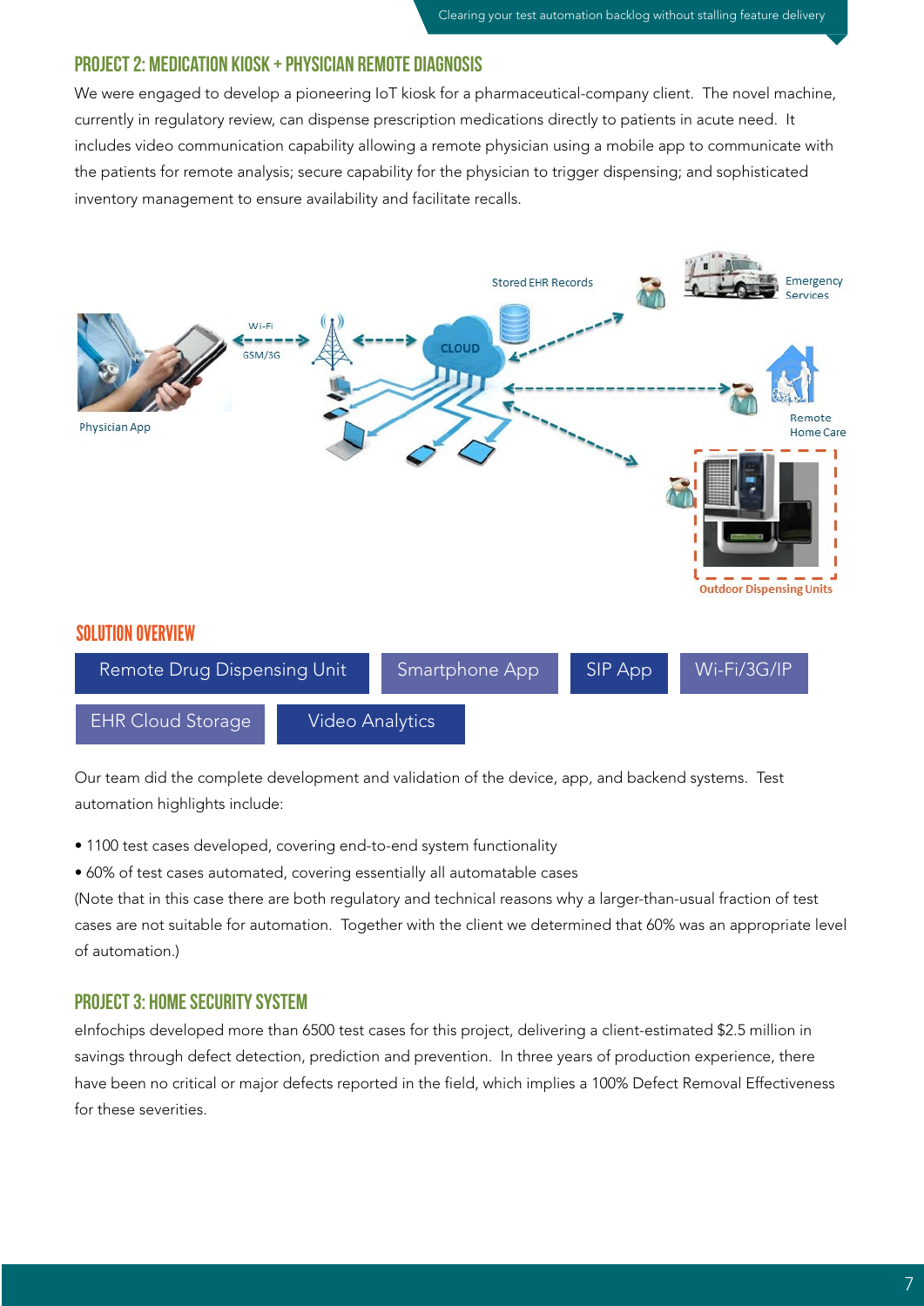## PROJECT 2: MEDICATION KIOSK + PHYSICIAN REMOTE DIAGNOSIS

We were engaged to develop a pioneering IoT kiosk for a pharmaceutical-company client. The novel machine, currently in regulatory review, can dispense prescription medications directly to patients in acute need. It includes video communication capability allowing a remote physician using a mobile app to communicate with the patients for remote analysis; secure capability for the physician to trigger dispensing; and sophisticated inventory management to ensure availability and facilitate recalls.

## SOLUTION OVERVIEW

- Remote Drug Dispensing Unit
- Smartphone App
- SIP App
- Wi-Fi/3G/IP
- EHR Cloud Storage
- Video Analytics

Our team did the complete development and validation of the device, app, and backend systems. Test automation highlights include:

- 1100 test cases developed, covering end-to-end system functionality
- 60% of test cases automated, covering essentially all automatable cases

(Note that in this case there are both regulatory and technical reasons why a larger-than-usual fraction of test cases are not suitable for automation. Together with the client we determined that 60% was an appropriate level of automation.)

## PROJECT 3: HOME SECURITY SYSTEM

eInfochips developed more than 6500 test cases for this project, delivering a client-estimated $2.5 million in savings through defect detection, prediction and prevention. In three years of production experience, there have been no critical or major defects reported in the field, which implies a 100% Defect Removal Effectiveness for these severities.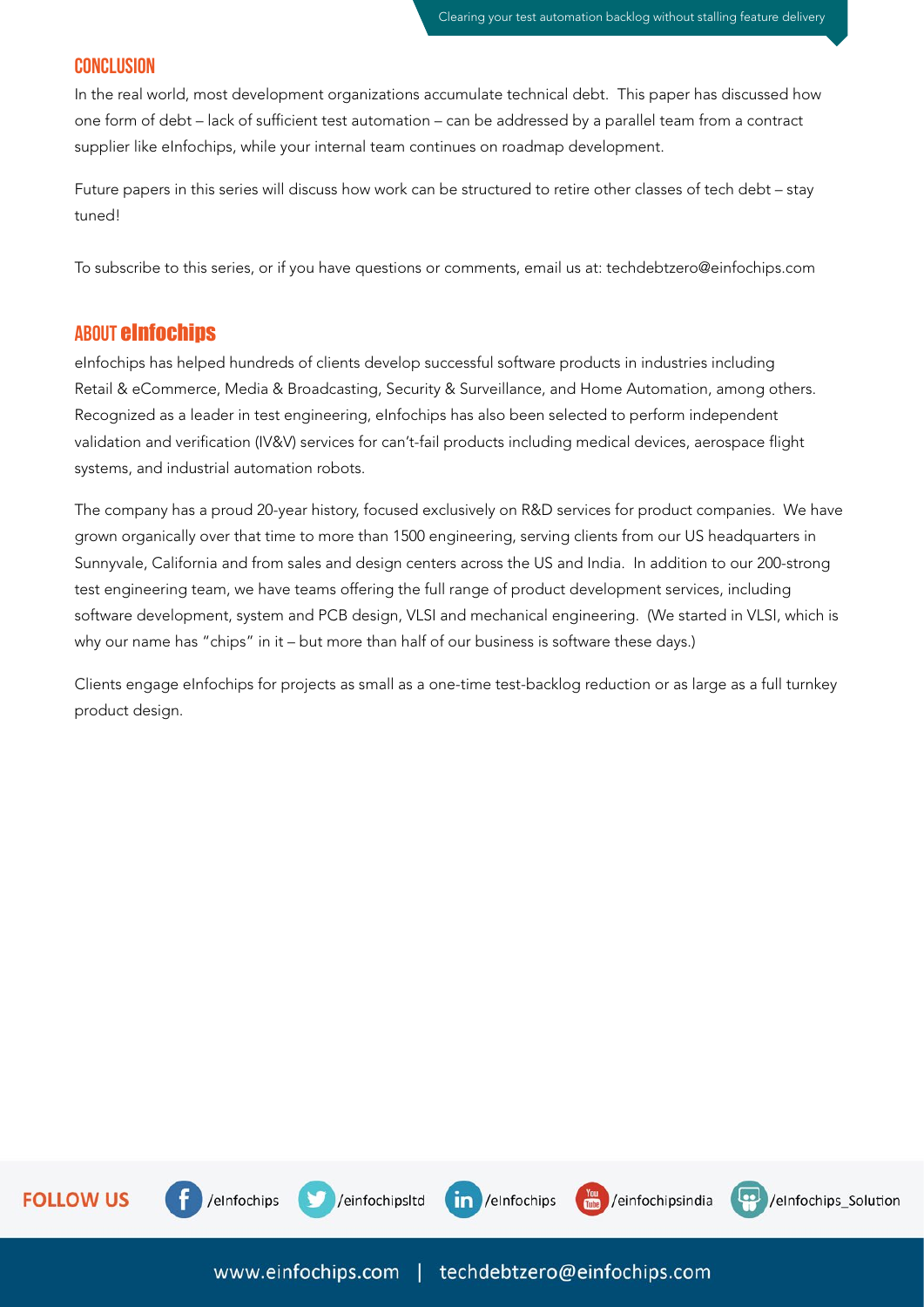## CONCLUSION

In the real world, most development organizations accumulate technical debt. This paper has discussed how one form of debt – lack of sufficient test automation – can be addressed by a parallel team from a contract supplier like eInfochips, while your internal team continues on roadmap development.

Future papers in this series will discuss how work can be structured to retire other classes of tech debt – stay tuned!

To subscribe to this series, or if you have questions or comments, email us at: techdebtzero@einfochips.com

## ABOUT eInfochips

eInfochips has helped hundreds of clients develop successful software products in industries including Retail & eCommerce, Media & Broadcasting, Security & Surveillance, and Home Automation, among others. Recognized as a leader in test engineering, eInfochips has also been selected to perform independent validation and verification (IV&V) services for can't-fail products including medical devices, aerospace flight systems, and industrial automation robots.

The company has a proud 20-year history, focused exclusively on R&D services for product companies. We have grown organically over that time to more than 1500 engineering, serving clients from our US headquarters in Sunnyvale, California and from sales and design centers across the US and India. In addition to our 200-strong test engineering team, we have teams offering the full range of product development services, including software development, system and PCB design, VLSI and mechanical engineering. (We started in VLSI, which is why our name has "chips" in it – but more than half of our business is software these days.)

Clients engage eInfochips for projects as small as a one-time test-backlog reduction or as large as a full turnkey product design.

**FOLLOW US** /eInfochips /einfochipsltd /eInfochips /einfochipsindia /eInfochips_Solution

www.einfochips.com | techdebtzero@einfochips.com